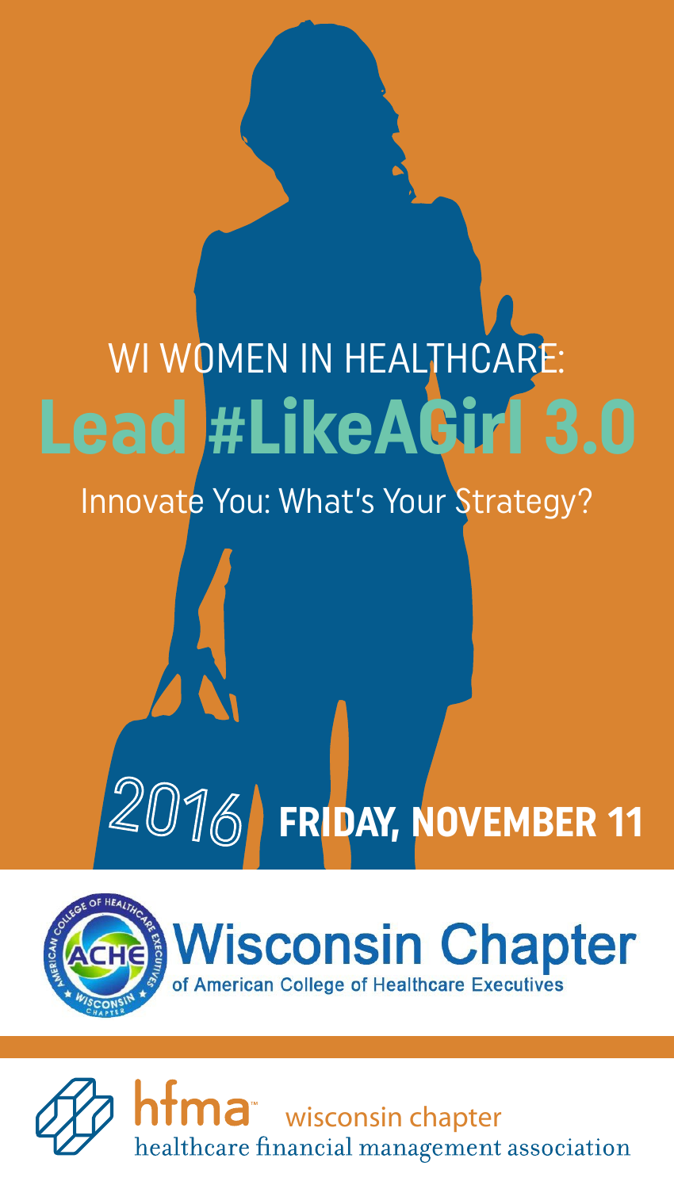# WI WOMEN IN HEALTHCARE:

# Lead #LikeAGirl 3.0

## Innovate You: What's Your Strategy?

**2016 FRIDAY, NOVEMBER 11**

**Wisconsin Chapter**
of American College of Healthcare Executives

**hfma™** wisconsin chapter
healthcare financial management association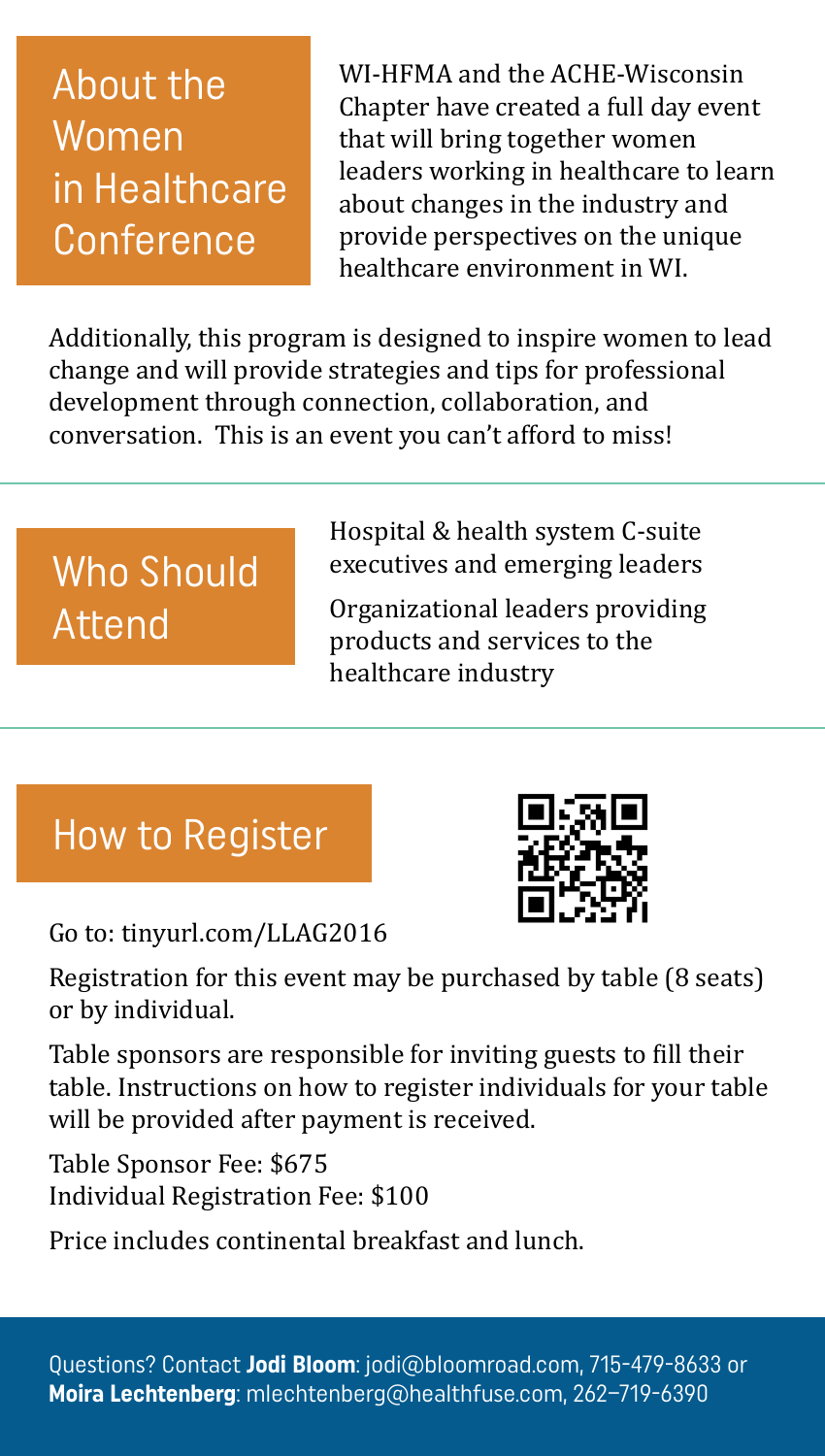## About the Women in Healthcare Conference

WI-HFMA and the ACHE-Wisconsin Chapter have created a full day event that will bring together women leaders working in healthcare to learn about changes in the industry and provide perspectives on the unique healthcare environment in WI.

Additionally, this program is designed to inspire women to lead change and will provide strategies and tips for professional development through connection, collaboration, and conversation. This is an event you can't afford to miss!

## Who Should Attend

Hospital & health system C-suite executives and emerging leaders

Organizational leaders providing products and services to the healthcare industry

## How to Register

Go to: tinyurl.com/LLAG2016

Registration for this event may be purchased by table (8 seats) or by individual.

Table sponsors are responsible for inviting guests to fill their table. Instructions on how to register individuals for your table will be provided after payment is received.

Table Sponsor Fee: $675
Individual Registration Fee: $100

Price includes continental breakfast and lunch.

Questions? Contact **Jodi Bloom**: jodi@bloomroad.com, 715-479-8633 or **Moira Lechtenberg**: mlechtenberg@healthfuse.com, 262–719-6390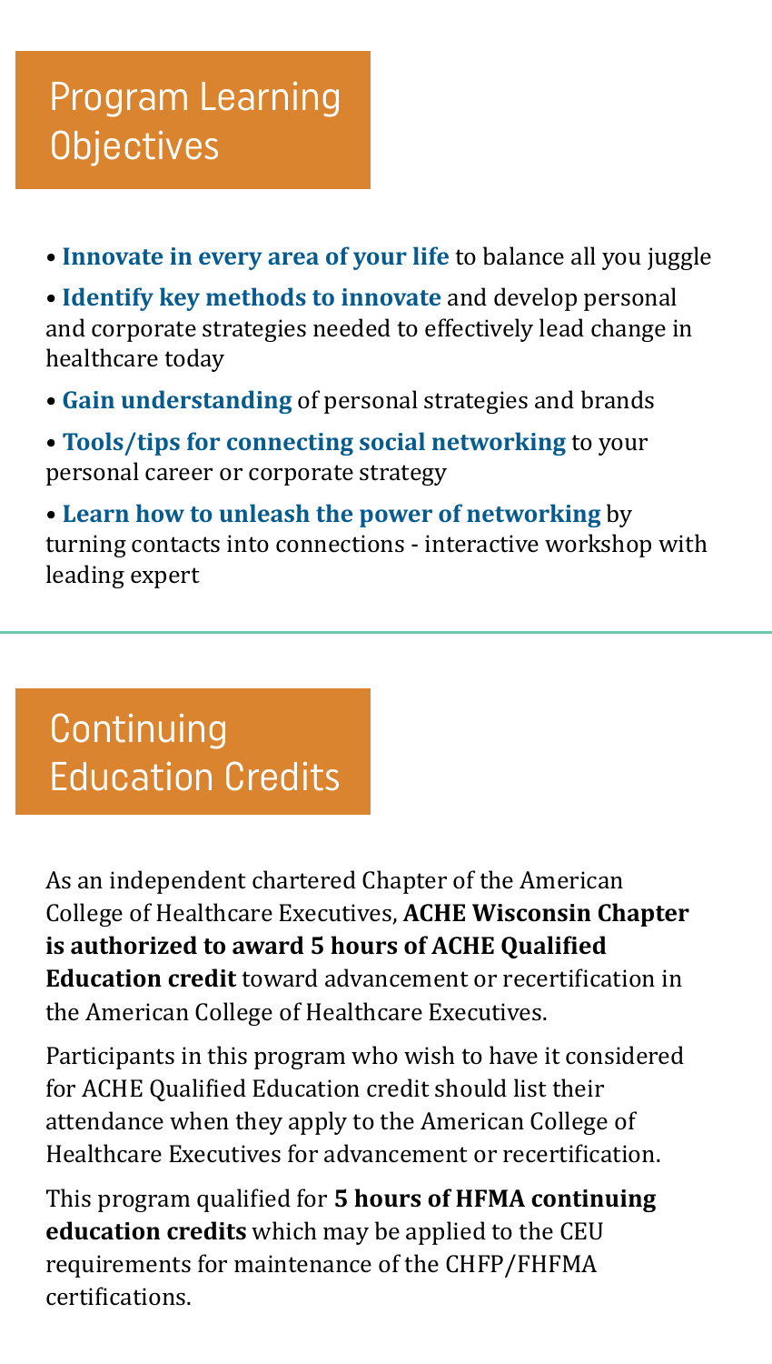## Program Learning Objectives

- **Innovate in every area of your life** to balance all you juggle
- **Identify key methods to innovate** and develop personal and corporate strategies needed to effectively lead change in healthcare today
- **Gain understanding** of personal strategies and brands
- **Tools/tips for connecting social networking** to your personal career or corporate strategy
- **Learn how to unleash the power of networking** by turning contacts into connections - interactive workshop with leading expert

## Continuing Education Credits

As an independent chartered Chapter of the American College of Healthcare Executives, **ACHE Wisconsin Chapter is authorized to award 5 hours of ACHE Qualified Education credit** toward advancement or recertification in the American College of Healthcare Executives.

Participants in this program who wish to have it considered for ACHE Qualified Education credit should list their attendance when they apply to the American College of Healthcare Executives for advancement or recertification.

This program qualified for **5 hours of HFMA continuing education credits** which may be applied to the CEU requirements for maintenance of the CHFP/FHFMA certifications.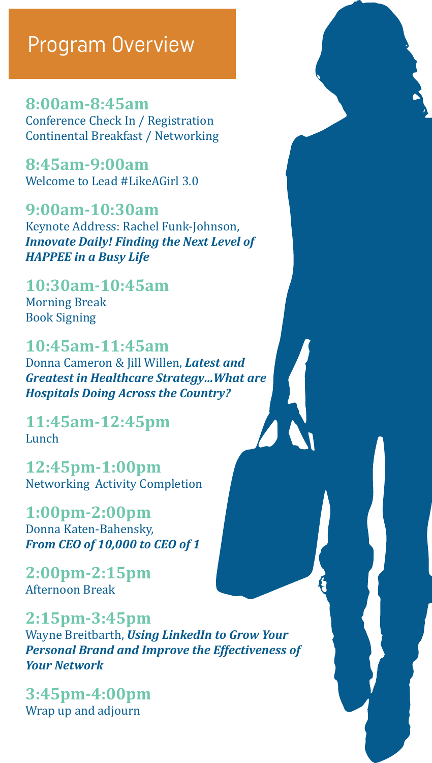# Program Overview

**8:00am-8:45am**
Conference Check In / Registration
Continental Breakfast / Networking

**8:45am-9:00am**
Welcome to Lead #LikeAGirl 3.0

**9:00am-10:30am**
Keynote Address: Rachel Funk-Johnson, ***Innovate Daily! Finding the Next Level of HAPPEE in a Busy Life***

**10:30am-10:45am**
Morning Break
Book Signing

**10:45am-11:45am**
Donna Cameron & Jill Willen, ***Latest and Greatest in Healthcare Strategy...What are Hospitals Doing Across the Country?***

**11:45am-12:45pm**
Lunch

**12:45pm-1:00pm**
Networking Activity Completion

**1:00pm-2:00pm**
Donna Katen-Bahensky,
***From CEO of 10,000 to CEO of 1***

**2:00pm-2:15pm**
Afternoon Break

**2:15pm-3:45pm**
Wayne Breitbarth, ***Using LinkedIn to Grow Your Personal Brand and Improve the Effectiveness of Your Network***

**3:45pm-4:00pm**
Wrap up and adjourn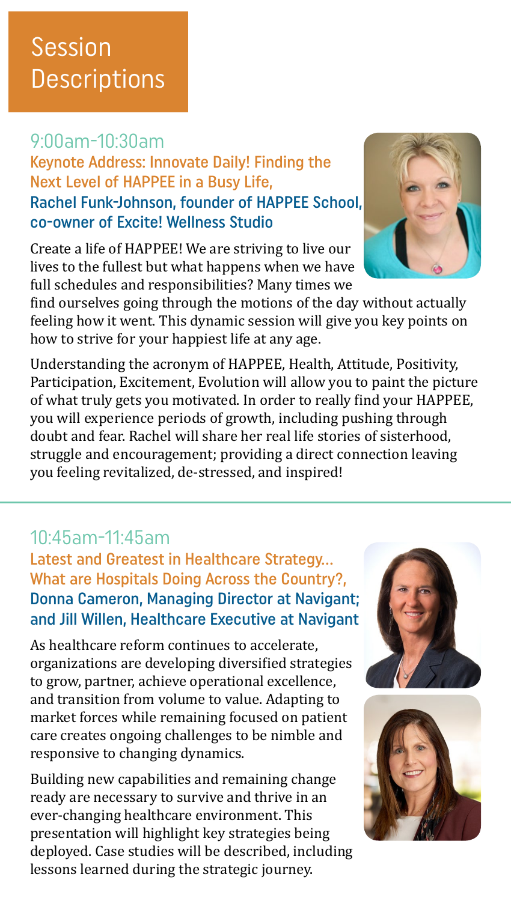# Session Descriptions

## 9:00am-10:30am

### Keynote Address: Innovate Daily! Finding the Next Level of HAPPEE in a Busy Life, Rachel Funk-Johnson, founder of HAPPEE School, co-owner of Excite! Wellness Studio

Create a life of HAPPEE! We are striving to live our lives to the fullest but what happens when we have full schedules and responsibilities? Many times we find ourselves going through the motions of the day without actually feeling how it went. This dynamic session will give you key points on how to strive for your happiest life at any age.

Understanding the acronym of HAPPEE, Health, Attitude, Positivity, Participation, Excitement, Evolution will allow you to paint the picture of what truly gets you motivated. In order to really find your HAPPEE, you will experience periods of growth, including pushing through doubt and fear. Rachel will share her real life stories of sisterhood, struggle and encouragement; providing a direct connection leaving you feeling revitalized, de-stressed, and inspired!

## 10:45am-11:45am

### Latest and Greatest in Healthcare Strategy… What are Hospitals Doing Across the Country?, Donna Cameron, Managing Director at Navigant; and Jill Willen, Healthcare Executive at Navigant

As healthcare reform continues to accelerate, organizations are developing diversified strategies to grow, partner, achieve operational excellence, and transition from volume to value. Adapting to market forces while remaining focused on patient care creates ongoing challenges to be nimble and responsive to changing dynamics.

Building new capabilities and remaining change ready are necessary to survive and thrive in an ever-changing healthcare environment. This presentation will highlight key strategies being deployed. Case studies will be described, including lessons learned during the strategic journey.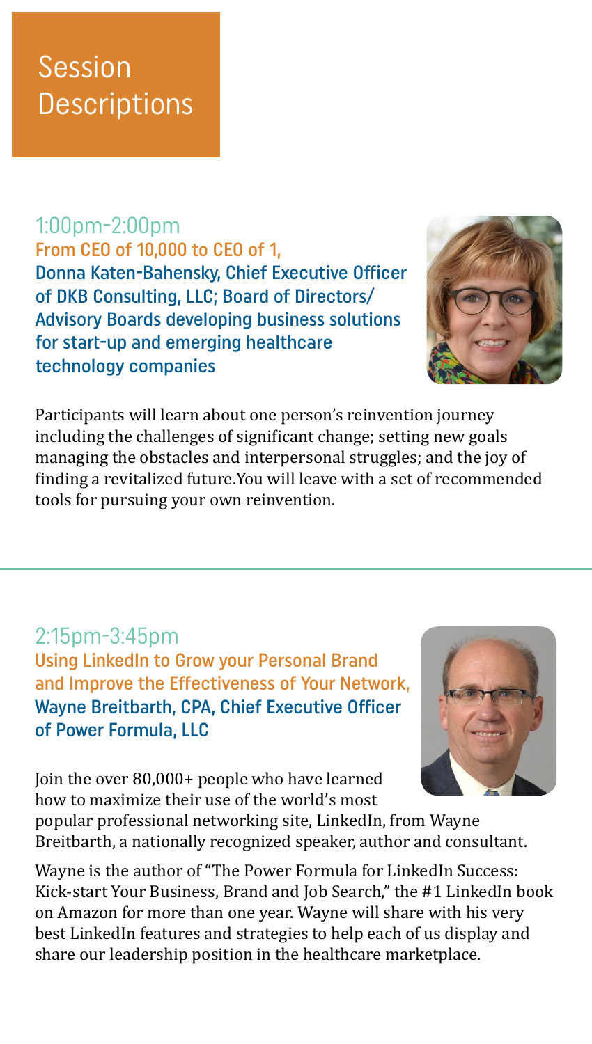# Session Descriptions

## 1:00pm-2:00pm

**From CEO of 10,000 to CEO of 1,**
**Donna Katen-Bahensky, Chief Executive Officer of DKB Consulting, LLC; Board of Directors/ Advisory Boards developing business solutions for start-up and emerging healthcare technology companies**

Participants will learn about one person's reinvention journey including the challenges of significant change; setting new goals managing the obstacles and interpersonal struggles; and the joy of finding a revitalized future.You will leave with a set of recommended tools for pursuing your own reinvention.

---

## 2:15pm-3:45pm

**Using LinkedIn to Grow your Personal Brand and Improve the Effectiveness of Your Network,**
**Wayne Breitbarth, CPA, Chief Executive Officer of Power Formula, LLC**

Join the over 80,000+ people who have learned how to maximize their use of the world's most popular professional networking site, LinkedIn, from Wayne Breitbarth, a nationally recognized speaker, author and consultant.

Wayne is the author of "The Power Formula for LinkedIn Success: Kick-start Your Business, Brand and Job Search," the #1 LinkedIn book on Amazon for more than one year. Wayne will share with his very best LinkedIn features and strategies to help each of us display and share our leadership position in the healthcare marketplace.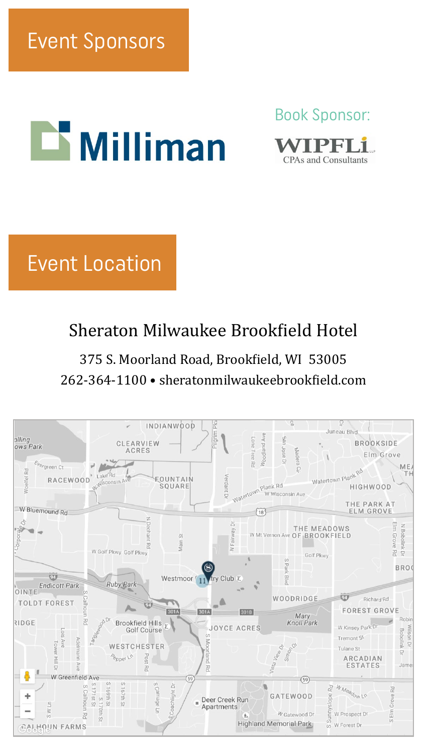## Event Sponsors

Milliman

Book Sponsor:

WIPFLi LLP
CPAs and Consultants

## Event Location

Sheraton Milwaukee Brookfield Hotel

375 S. Moorland Road, Brookfield, WI 53005
262-364-1100 • sheratonmilwaukeebrookfield.com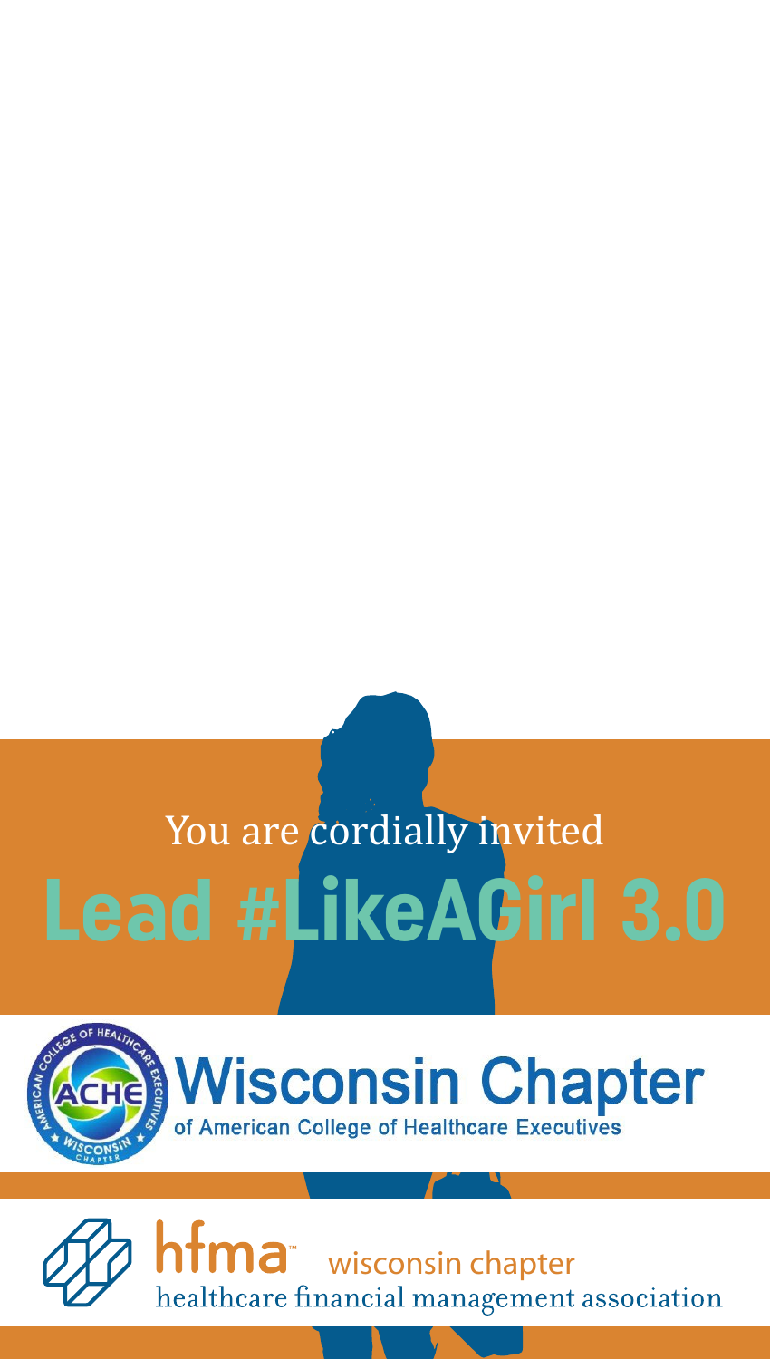You are cordially invited

# Lead #LikeAGirl 3.0

## Wisconsin Chapter

of American College of Healthcare Executives

**hfma** wisconsin chapter

healthcare financial management association